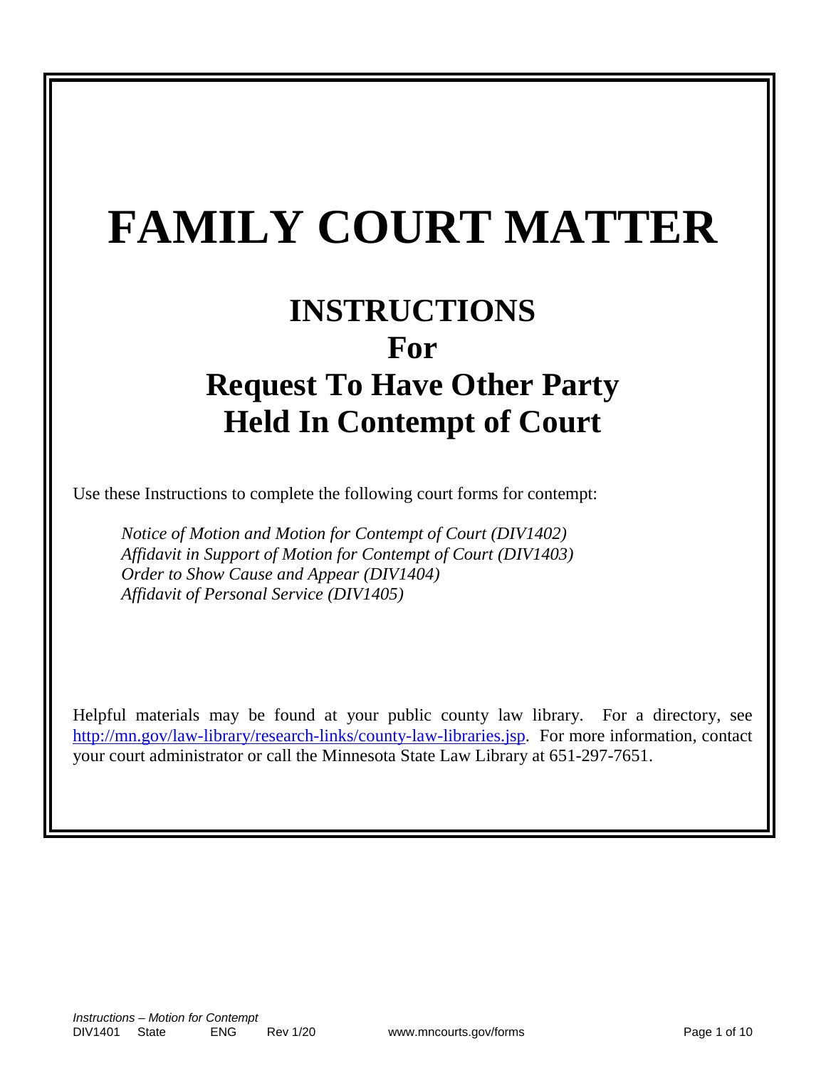# FAMILY COURT MATTER

## INSTRUCTIONS For Request To Have Other Party Held In Contempt of Court

Use these Instructions to complete the following court forms for contempt:

*Notice of Motion and Motion for Contempt of Court (DIV1402)*
*Affidavit in Support of Motion for Contempt of Court (DIV1403)*
*Order to Show Cause and Appear (DIV1404)*
*Affidavit of Personal Service (DIV1405)*

Helpful materials may be found at your public county law library. For a directory, see [http://mn.gov/law-library/research-links/county-law-libraries.jsp](http://mn.gov/law-library/research-links/county-law-libraries.jsp). For more information, contact your court administrator or call the Minnesota State Law Library at 651-297-7651.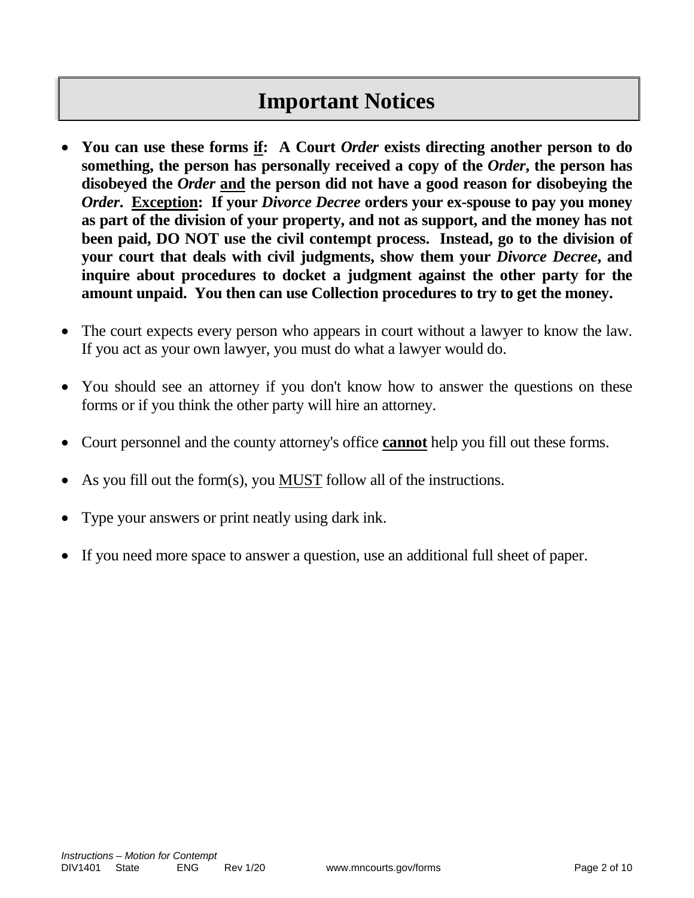# Important Notices

- **You can use these forms <u>if</u>: A Court *Order* exists directing another person to do something, the person has personally received a copy of the *Order*, the person has disobeyed the *Order* <u>and</u> the person did not have a good reason for disobeying the *Order*. <u>Exception</u>: If your *Divorce Decree* orders your ex-spouse to pay you money as part of the division of your property, and not as support, and the money has not been paid, DO NOT use the civil contempt process. Instead, go to the division of your court that deals with civil judgments, show them your *Divorce Decree*, and inquire about procedures to docket a judgment against the other party for the amount unpaid. You then can use Collection procedures to try to get the money.**

- The court expects every person who appears in court without a lawyer to know the law. If you act as your own lawyer, you must do what a lawyer would do.

- You should see an attorney if you don't know how to answer the questions on these forms or if you think the other party will hire an attorney.

- Court personnel and the county attorney's office **<u>cannot</u>** help you fill out these forms.

- As you fill out the form(s), you <u>MUST</u> follow all of the instructions.

- Type your answers or print neatly using dark ink.

- If you need more space to answer a question, use an additional full sheet of paper.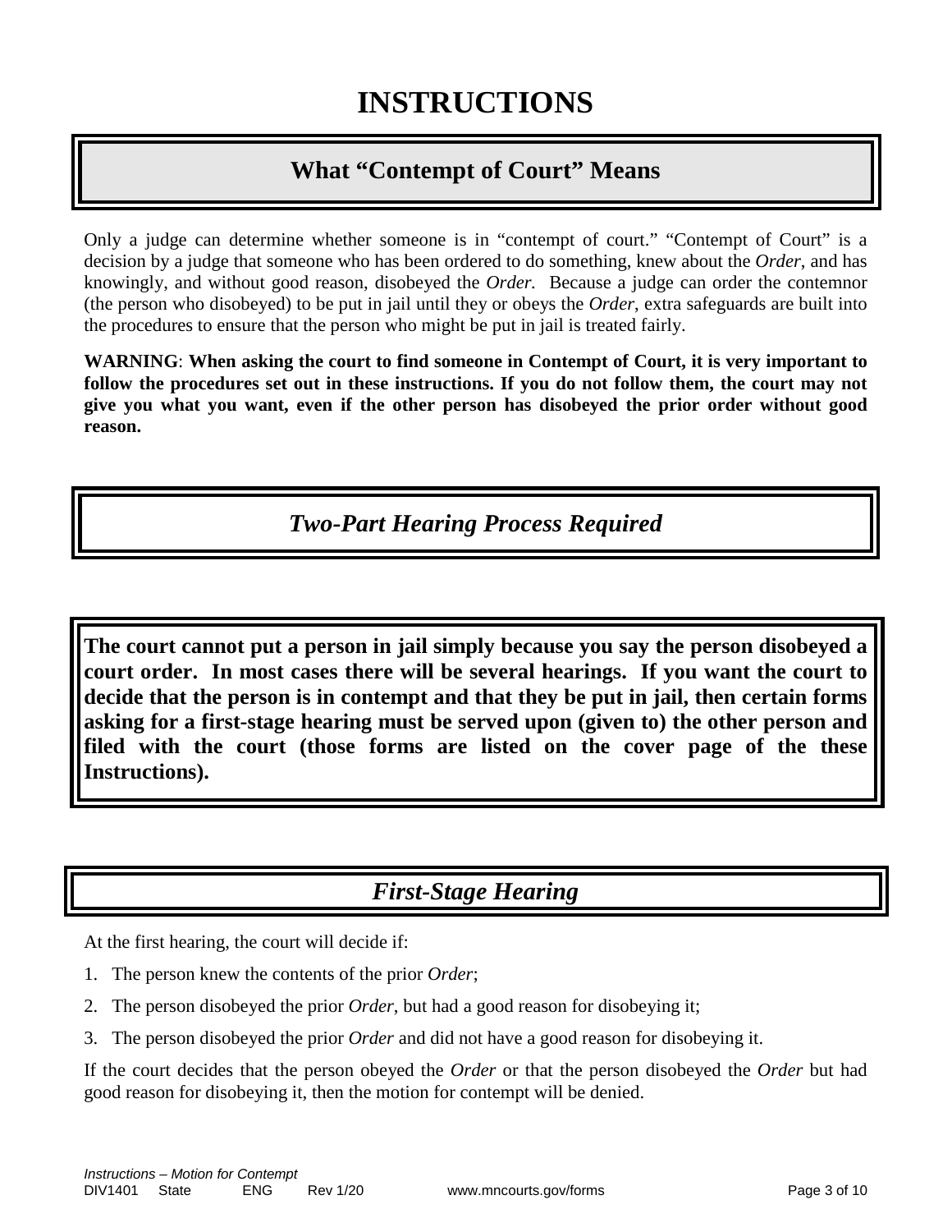# INSTRUCTIONS

## What "Contempt of Court" Means

Only a judge can determine whether someone is in "contempt of court." "Contempt of Court" is a decision by a judge that someone who has been ordered to do something, knew about the *Order*, and has knowingly, and without good reason, disobeyed the *Order.* Because a judge can order the contemnor (the person who disobeyed) to be put in jail until they or obeys the *Order*, extra safeguards are built into the procedures to ensure that the person who might be put in jail is treated fairly.

**WARNING**: **When asking the court to find someone in Contempt of Court, it is very important to follow the procedures set out in these instructions. If you do not follow them, the court may not give you what you want, even if the other person has disobeyed the prior order without good reason.**

## *Two-Part Hearing Process Required*

**The court cannot put a person in jail simply because you say the person disobeyed a court order. In most cases there will be several hearings. If you want the court to decide that the person is in contempt and that they be put in jail, then certain forms asking for a first-stage hearing must be served upon (given to) the other person and filed with the court (those forms are listed on the cover page of the these Instructions).**

## *First-Stage Hearing*

At the first hearing, the court will decide if:

1. The person knew the contents of the prior *Order*;
2. The person disobeyed the prior *Order*, but had a good reason for disobeying it;
3. The person disobeyed the prior *Order* and did not have a good reason for disobeying it.

If the court decides that the person obeyed the *Order* or that the person disobeyed the *Order* but had good reason for disobeying it, then the motion for contempt will be denied.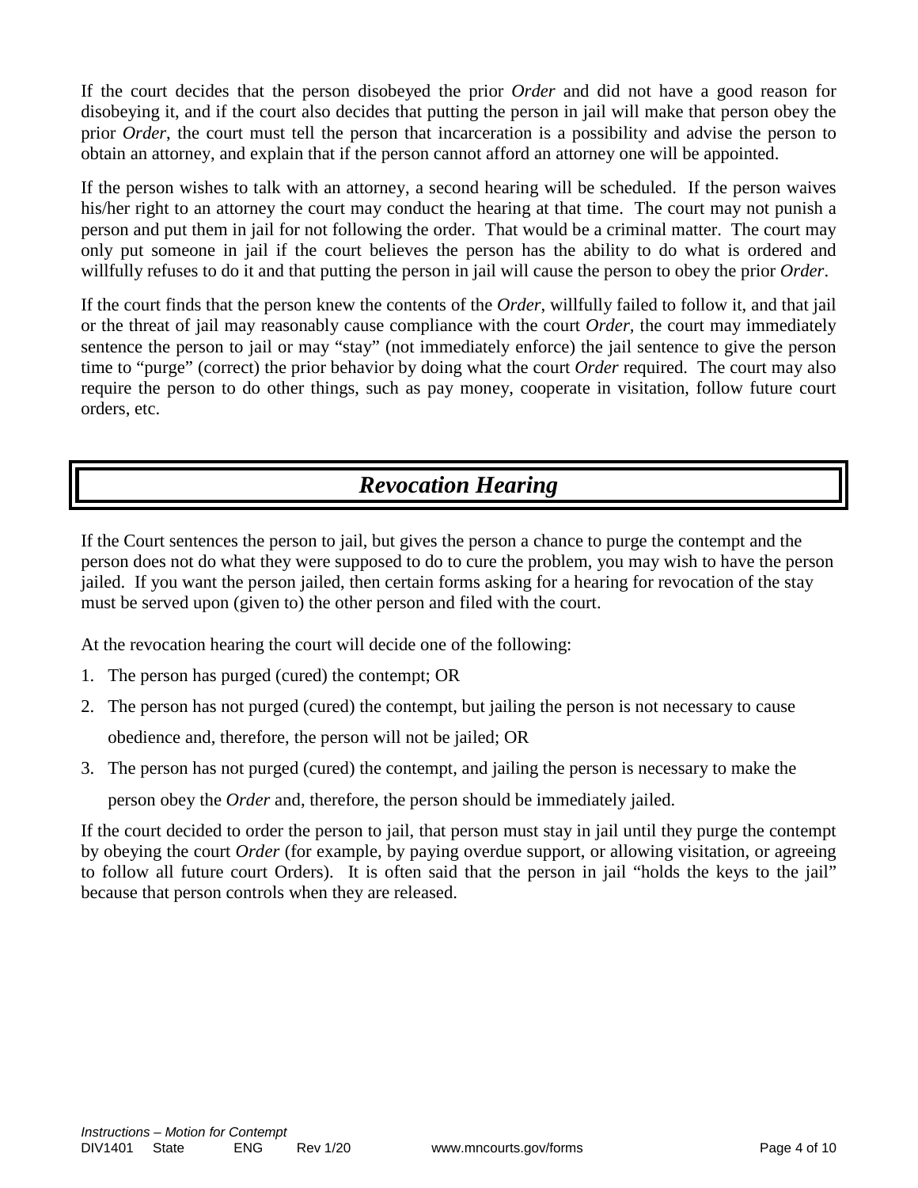If the court decides that the person disobeyed the prior *Order* and did not have a good reason for disobeying it, and if the court also decides that putting the person in jail will make that person obey the prior *Order*, the court must tell the person that incarceration is a possibility and advise the person to obtain an attorney, and explain that if the person cannot afford an attorney one will be appointed.

If the person wishes to talk with an attorney, a second hearing will be scheduled. If the person waives his/her right to an attorney the court may conduct the hearing at that time. The court may not punish a person and put them in jail for not following the order. That would be a criminal matter. The court may only put someone in jail if the court believes the person has the ability to do what is ordered and willfully refuses to do it and that putting the person in jail will cause the person to obey the prior *Order*.

If the court finds that the person knew the contents of the *Order*, willfully failed to follow it, and that jail or the threat of jail may reasonably cause compliance with the court *Order*, the court may immediately sentence the person to jail or may "stay" (not immediately enforce) the jail sentence to give the person time to "purge" (correct) the prior behavior by doing what the court *Order* required. The court may also require the person to do other things, such as pay money, cooperate in visitation, follow future court orders, etc.

## *Revocation Hearing*

If the Court sentences the person to jail, but gives the person a chance to purge the contempt and the person does not do what they were supposed to do to cure the problem, you may wish to have the person jailed. If you want the person jailed, then certain forms asking for a hearing for revocation of the stay must be served upon (given to) the other person and filed with the court.

At the revocation hearing the court will decide one of the following:

1. The person has purged (cured) the contempt; OR
2. The person has not purged (cured) the contempt, but jailing the person is not necessary to cause obedience and, therefore, the person will not be jailed; OR
3. The person has not purged (cured) the contempt, and jailing the person is necessary to make the person obey the *Order* and, therefore, the person should be immediately jailed.

If the court decided to order the person to jail, that person must stay in jail until they purge the contempt by obeying the court *Order* (for example, by paying overdue support, or allowing visitation, or agreeing to follow all future court Orders). It is often said that the person in jail "holds the keys to the jail" because that person controls when they are released.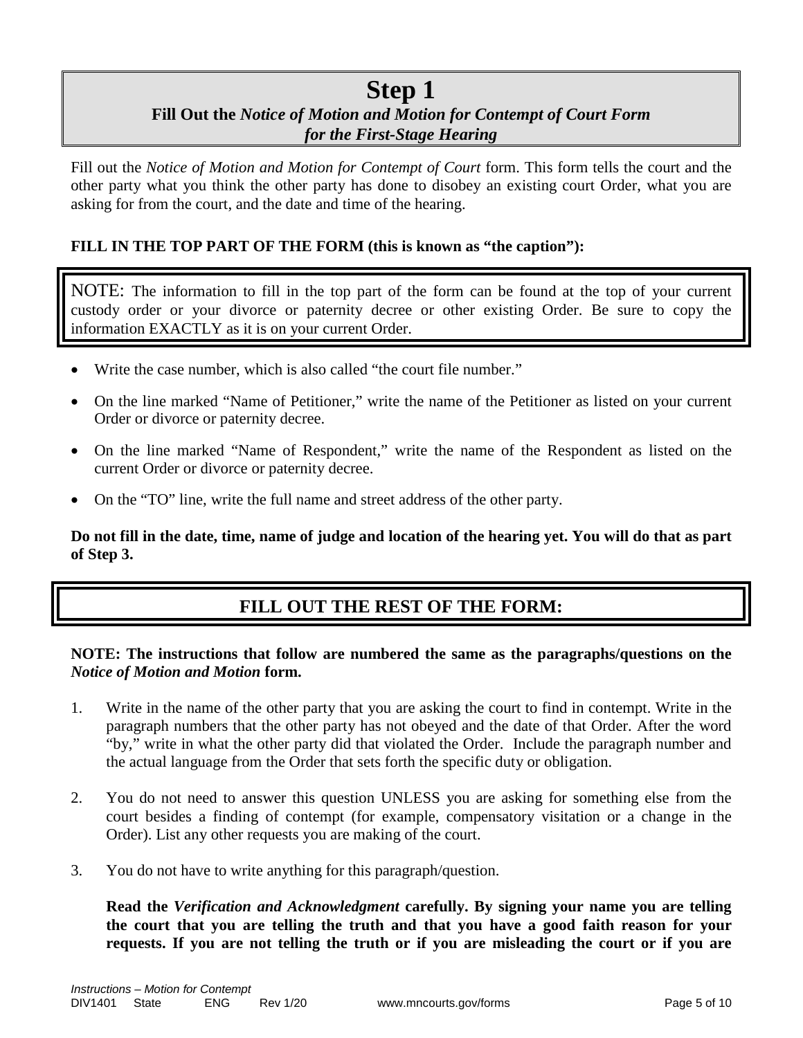# Step 1

## Fill Out the *Notice of Motion and Motion for Contempt of Court Form for the First-Stage Hearing*

Fill out the *Notice of Motion and Motion for Contempt of Court* form. This form tells the court and the other party what you think the other party has done to disobey an existing court Order, what you are asking for from the court, and the date and time of the hearing.

**FILL IN THE TOP PART OF THE FORM (this is known as "the caption"):**

> NOTE: The information to fill in the top part of the form can be found at the top of your current custody order or your divorce or paternity decree or other existing Order. Be sure to copy the information EXACTLY as it is on your current Order.

- Write the case number, which is also called "the court file number."
- On the line marked "Name of Petitioner," write the name of the Petitioner as listed on your current Order or divorce or paternity decree.
- On the line marked "Name of Respondent," write the name of the Respondent as listed on the current Order or divorce or paternity decree.
- On the "TO" line, write the full name and street address of the other party.

**Do not fill in the date, time, name of judge and location of the hearing yet. You will do that as part of Step 3.**

## FILL OUT THE REST OF THE FORM:

**NOTE: The instructions that follow are numbered the same as the paragraphs/questions on the *Notice of Motion and Motion* form.**

1. Write in the name of the other party that you are asking the court to find in contempt. Write in the paragraph numbers that the other party has not obeyed and the date of that Order. After the word "by," write in what the other party did that violated the Order. Include the paragraph number and the actual language from the Order that sets forth the specific duty or obligation.

2. You do not need to answer this question UNLESS you are asking for something else from the court besides a finding of contempt (for example, compensatory visitation or a change in the Order). List any other requests you are making of the court.

3. You do not have to write anything for this paragraph/question.

   **Read the *Verification and Acknowledgment* carefully. By signing your name you are telling the court that you are telling the truth and that you have a good faith reason for your requests. If you are not telling the truth or if you are misleading the court or if you are**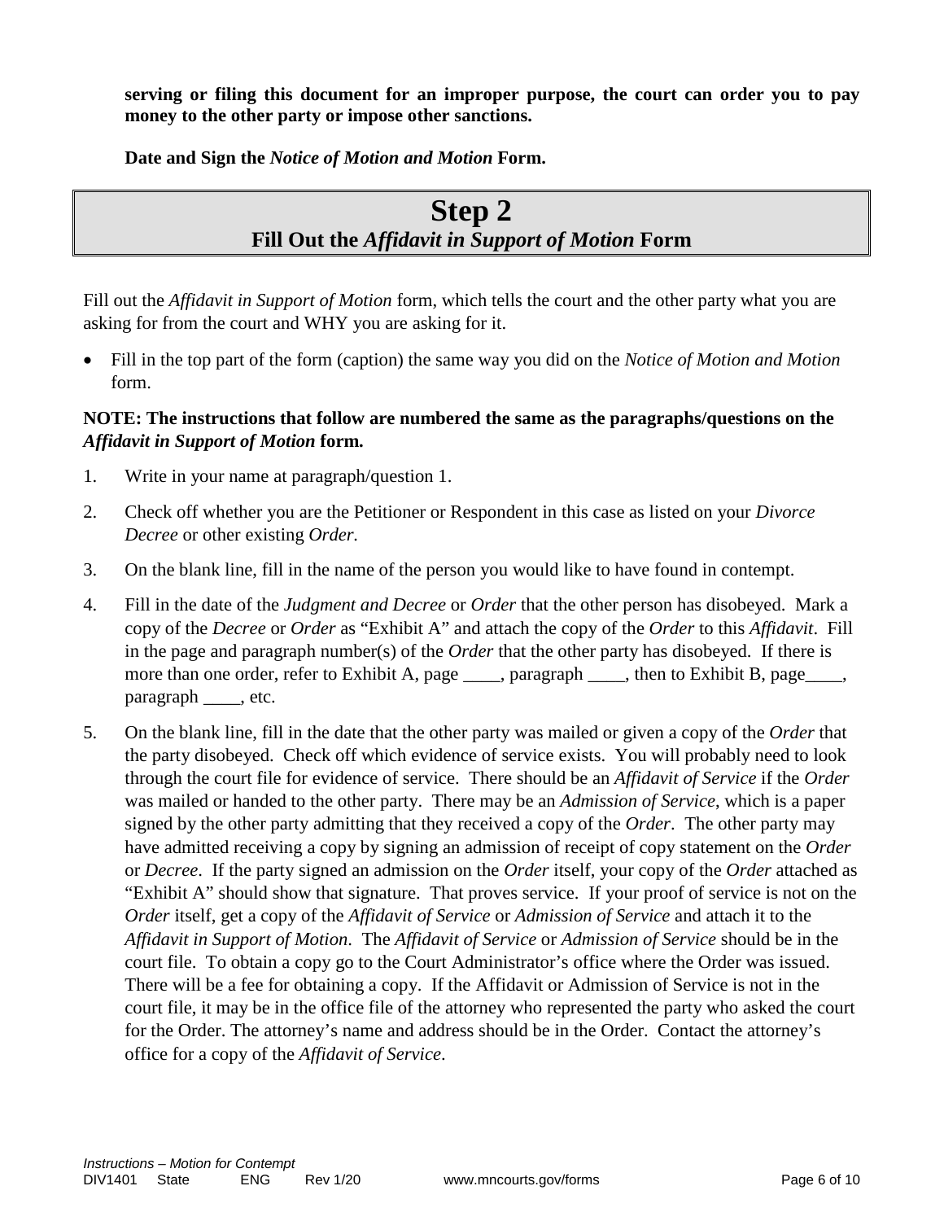**serving or filing this document for an improper purpose, the court can order you to pay money to the other party or impose other sanctions.**

**Date and Sign the *Notice of Motion and Motion* Form.**

## Step 2
### Fill Out the *Affidavit in Support of Motion* Form

Fill out the *Affidavit in Support of Motion* form, which tells the court and the other party what you are asking for from the court and WHY you are asking for it.

- Fill in the top part of the form (caption) the same way you did on the *Notice of Motion and Motion* form.

**NOTE: The instructions that follow are numbered the same as the paragraphs/questions on the *Affidavit in Support of Motion* form.**

1. Write in your name at paragraph/question 1.
2. Check off whether you are the Petitioner or Respondent in this case as listed on your *Divorce Decree* or other existing *Order.*
3. On the blank line, fill in the name of the person you would like to have found in contempt.
4. Fill in the date of the *Judgment and Decree* or *Order* that the other person has disobeyed. Mark a copy of the *Decree* or *Order* as "Exhibit A" and attach the copy of the *Order* to this *Affidavit*. Fill in the page and paragraph number(s) of the *Order* that the other party has disobeyed. If there is more than one order, refer to Exhibit A, page ____, paragraph ____, then to Exhibit B, page____, paragraph ____, etc.
5. On the blank line, fill in the date that the other party was mailed or given a copy of the *Order* that the party disobeyed. Check off which evidence of service exists. You will probably need to look through the court file for evidence of service. There should be an *Affidavit of Service* if the *Order* was mailed or handed to the other party. There may be an *Admission of Service*, which is a paper signed by the other party admitting that they received a copy of the *Order*. The other party may have admitted receiving a copy by signing an admission of receipt of copy statement on the *Order* or *Decree*. If the party signed an admission on the *Order* itself, your copy of the *Order* attached as "Exhibit A" should show that signature. That proves service. If your proof of service is not on the *Order* itself, get a copy of the *Affidavit of Service* or *Admission of Service* and attach it to the *Affidavit in Support of Motion*. The *Affidavit of Service* or *Admission of Service* should be in the court file. To obtain a copy go to the Court Administrator's office where the Order was issued. There will be a fee for obtaining a copy. If the Affidavit or Admission of Service is not in the court file, it may be in the office file of the attorney who represented the party who asked the court for the Order. The attorney's name and address should be in the Order. Contact the attorney's office for a copy of the *Affidavit of Service*.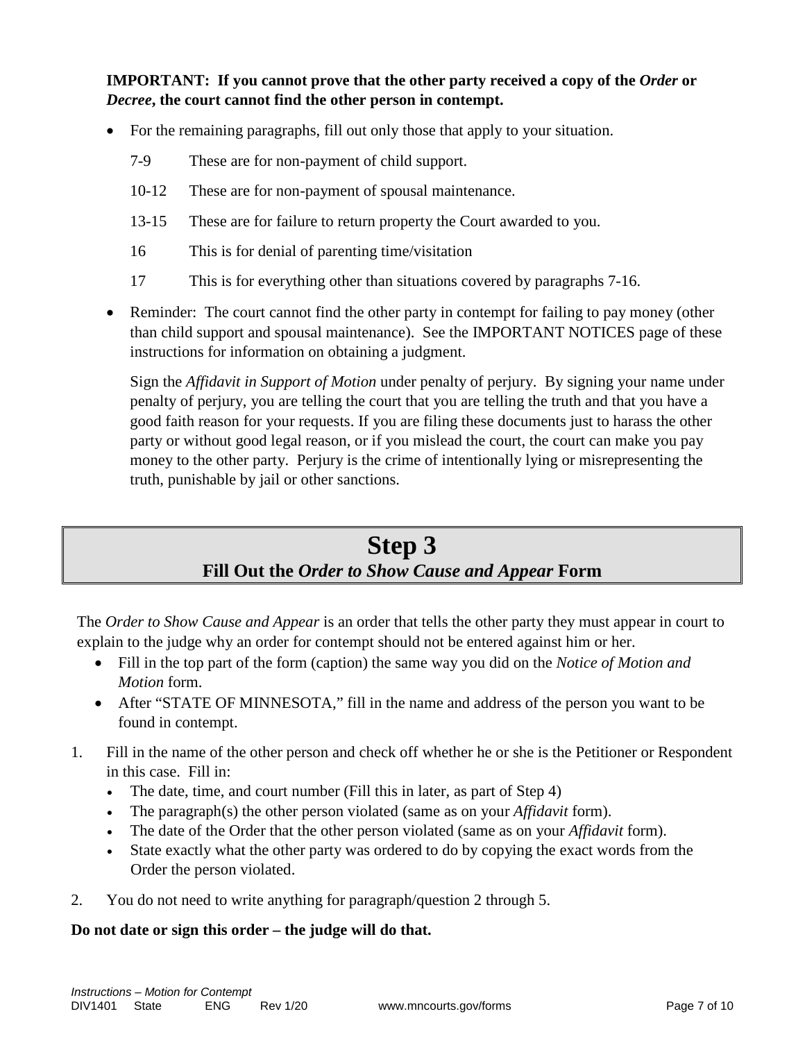**IMPORTANT: If you cannot prove that the other party received a copy of the *Order* or *Decree*, the court cannot find the other person in contempt.**

- For the remaining paragraphs, fill out only those that apply to your situation.

  7-9 These are for non-payment of child support.

  10-12 These are for non-payment of spousal maintenance.

  13-15 These are for failure to return property the Court awarded to you.

  16 This is for denial of parenting time/visitation

  17 This is for everything other than situations covered by paragraphs 7-16.

- Reminder: The court cannot find the other party in contempt for failing to pay money (other than child support and spousal maintenance). See the IMPORTANT NOTICES page of these instructions for information on obtaining a judgment.

  Sign the *Affidavit in Support of Motion* under penalty of perjury. By signing your name under penalty of perjury, you are telling the court that you are telling the truth and that you have a good faith reason for your requests. If you are filing these documents just to harass the other party or without good legal reason, or if you mislead the court, the court can make you pay money to the other party. Perjury is the crime of intentionally lying or misrepresenting the truth, punishable by jail or other sanctions.

## Step 3
### Fill Out the *Order to Show Cause and Appear* Form

The *Order to Show Cause and Appear* is an order that tells the other party they must appear in court to explain to the judge why an order for contempt should not be entered against him or her.

- Fill in the top part of the form (caption) the same way you did on the *Notice of Motion and Motion* form.
- After "STATE OF MINNESOTA," fill in the name and address of the person you want to be found in contempt.

1. Fill in the name of the other person and check off whether he or she is the Petitioner or Respondent in this case. Fill in:
   - The date, time, and court number (Fill this in later, as part of Step 4)
   - The paragraph(s) the other person violated (same as on your *Affidavit* form).
   - The date of the Order that the other person violated (same as on your *Affidavit* form).
   - State exactly what the other party was ordered to do by copying the exact words from the Order the person violated.

2. You do not need to write anything for paragraph/question 2 through 5.

**Do not date or sign this order – the judge will do that.**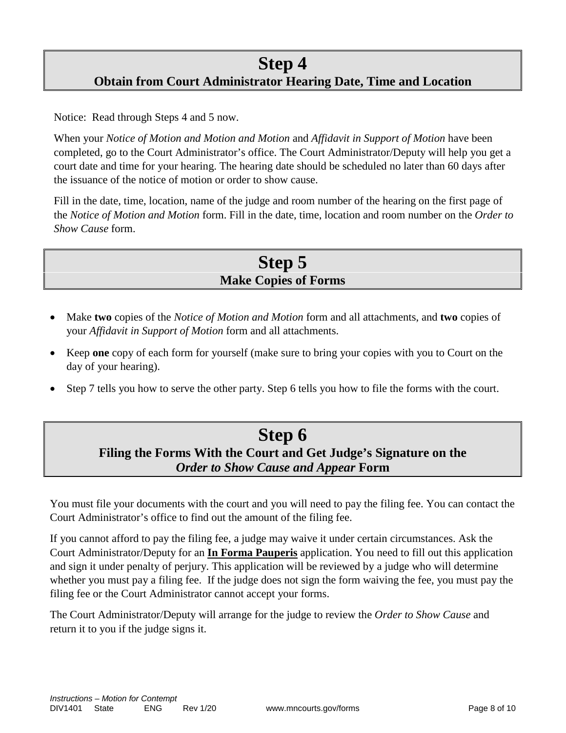# Step 4
## Obtain from Court Administrator Hearing Date, Time and Location

Notice: Read through Steps 4 and 5 now.

When your *Notice of Motion and Motion and Motion* and *Affidavit in Support of Motion* have been completed, go to the Court Administrator's office. The Court Administrator/Deputy will help you get a court date and time for your hearing. The hearing date should be scheduled no later than 60 days after the issuance of the notice of motion or order to show cause.

Fill in the date, time, location, name of the judge and room number of the hearing on the first page of the *Notice of Motion and Motion* form. Fill in the date, time, location and room number on the *Order to Show Cause* form.

# Step 5
## Make Copies of Forms

- Make **two** copies of the *Notice of Motion and Motion* form and all attachments, and **two** copies of your *Affidavit in Support of Motion* form and all attachments.
- Keep **one** copy of each form for yourself (make sure to bring your copies with you to Court on the day of your hearing).
- Step 7 tells you how to serve the other party. Step 6 tells you how to file the forms with the court.

# Step 6
## Filing the Forms With the Court and Get Judge's Signature on the *Order to Show Cause and Appear* Form

You must file your documents with the court and you will need to pay the filing fee. You can contact the Court Administrator's office to find out the amount of the filing fee.

If you cannot afford to pay the filing fee, a judge may waive it under certain circumstances. Ask the Court Administrator/Deputy for an **In Forma Pauperis** application. You need to fill out this application and sign it under penalty of perjury. This application will be reviewed by a judge who will determine whether you must pay a filing fee. If the judge does not sign the form waiving the fee, you must pay the filing fee or the Court Administrator cannot accept your forms.

The Court Administrator/Deputy will arrange for the judge to review the *Order to Show Cause* and return it to you if the judge signs it.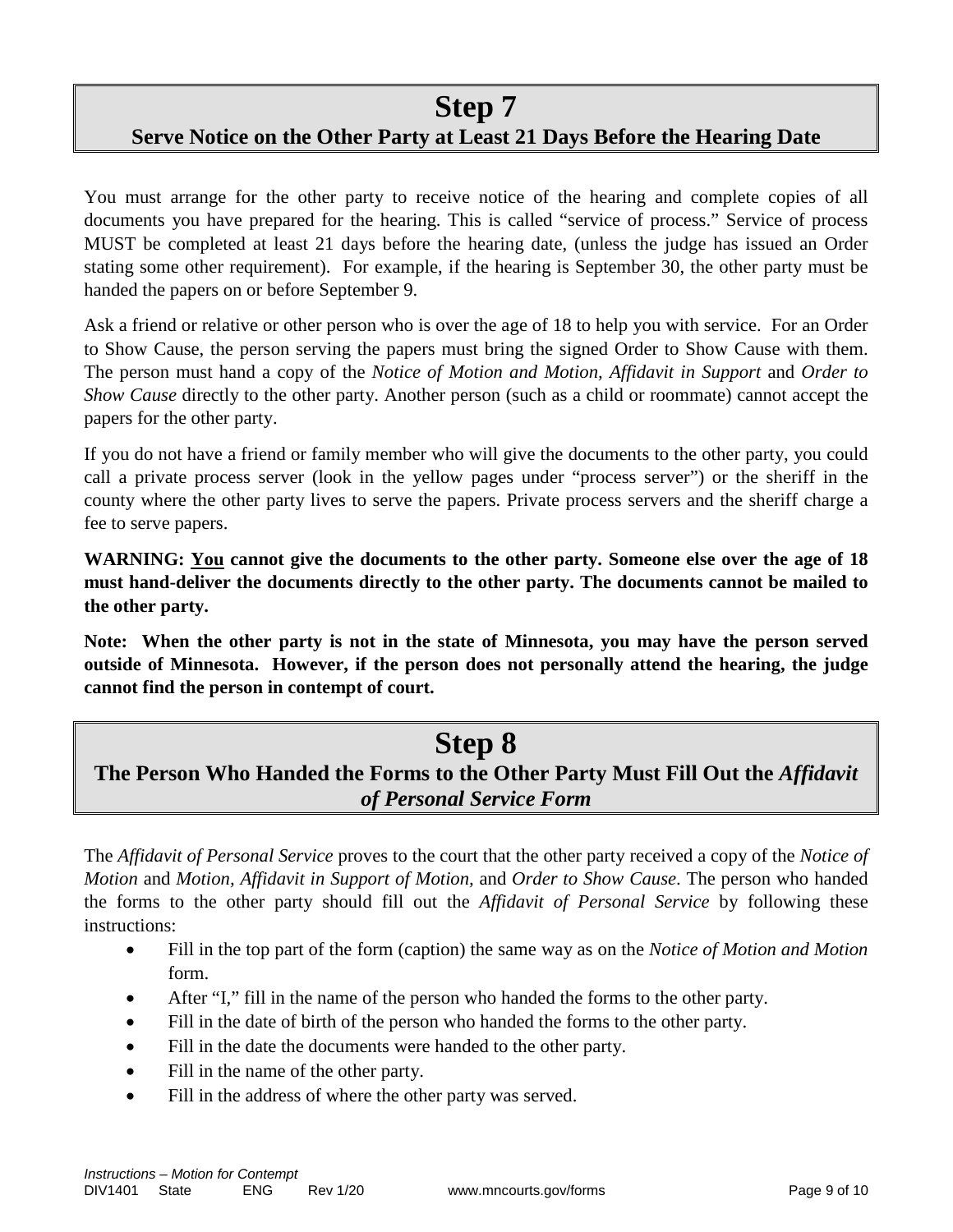# Step 7

## Serve Notice on the Other Party at Least 21 Days Before the Hearing Date

You must arrange for the other party to receive notice of the hearing and complete copies of all documents you have prepared for the hearing. This is called "service of process." Service of process MUST be completed at least 21 days before the hearing date, (unless the judge has issued an Order stating some other requirement). For example, if the hearing is September 30, the other party must be handed the papers on or before September 9.

Ask a friend or relative or other person who is over the age of 18 to help you with service. For an Order to Show Cause, the person serving the papers must bring the signed Order to Show Cause with them. The person must hand a copy of the *Notice of Motion and Motion*, *Affidavit in Support* and *Order to Show Cause* directly to the other party. Another person (such as a child or roommate) cannot accept the papers for the other party.

If you do not have a friend or family member who will give the documents to the other party, you could call a private process server (look in the yellow pages under "process server") or the sheriff in the county where the other party lives to serve the papers. Private process servers and the sheriff charge a fee to serve papers.

**WARNING: <u>You</u> cannot give the documents to the other party. Someone else over the age of 18 must hand-deliver the documents directly to the other party. The documents cannot be mailed to the other party.**

**Note: When the other party is not in the state of Minnesota, you may have the person served outside of Minnesota. However, if the person does not personally attend the hearing, the judge cannot find the person in contempt of court.**

# Step 8

## The Person Who Handed the Forms to the Other Party Must Fill Out the *Affidavit of Personal Service Form*

The *Affidavit of Personal Service* proves to the court that the other party received a copy of the *Notice of Motion* and *Motion, Affidavit in Support of Motion,* and *Order to Show Cause*. The person who handed the forms to the other party should fill out the *Affidavit of Personal Service* by following these instructions:

- Fill in the top part of the form (caption) the same way as on the *Notice of Motion and Motion* form.
- After "I," fill in the name of the person who handed the forms to the other party.
- Fill in the date of birth of the person who handed the forms to the other party.
- Fill in the date the documents were handed to the other party.
- Fill in the name of the other party.
- Fill in the address of where the other party was served.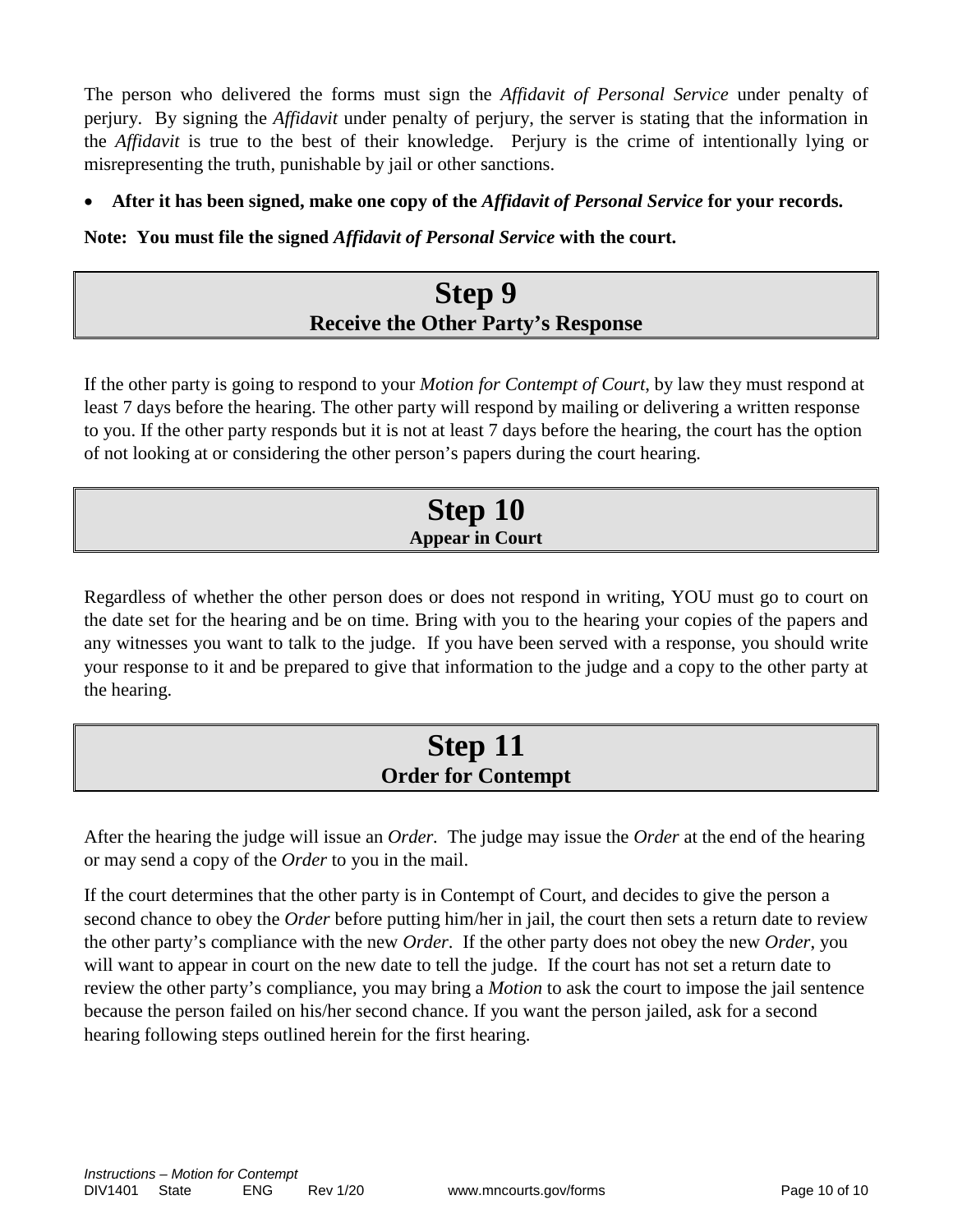The person who delivered the forms must sign the *Affidavit of Personal Service* under penalty of perjury. By signing the *Affidavit* under penalty of perjury, the server is stating that the information in the *Affidavit* is true to the best of their knowledge. Perjury is the crime of intentionally lying or misrepresenting the truth, punishable by jail or other sanctions.

- **After it has been signed, make one copy of the *Affidavit of Personal Service* for your records.**

**Note: You must file the signed *Affidavit of Personal Service* with the court.**

## Step 9
### Receive the Other Party's Response

If the other party is going to respond to your *Motion for Contempt of Court*, by law they must respond at least 7 days before the hearing. The other party will respond by mailing or delivering a written response to you. If the other party responds but it is not at least 7 days before the hearing, the court has the option of not looking at or considering the other person's papers during the court hearing.

## Step 10
### Appear in Court

Regardless of whether the other person does or does not respond in writing, YOU must go to court on the date set for the hearing and be on time. Bring with you to the hearing your copies of the papers and any witnesses you want to talk to the judge. If you have been served with a response, you should write your response to it and be prepared to give that information to the judge and a copy to the other party at the hearing.

## Step 11
### Order for Contempt

After the hearing the judge will issue an *Order*. The judge may issue the *Order* at the end of the hearing or may send a copy of the *Order* to you in the mail.

If the court determines that the other party is in Contempt of Court, and decides to give the person a second chance to obey the *Order* before putting him/her in jail, the court then sets a return date to review the other party's compliance with the new *Order*. If the other party does not obey the new *Order*, you will want to appear in court on the new date to tell the judge. If the court has not set a return date to review the other party's compliance, you may bring a *Motion* to ask the court to impose the jail sentence because the person failed on his/her second chance. If you want the person jailed, ask for a second hearing following steps outlined herein for the first hearing.